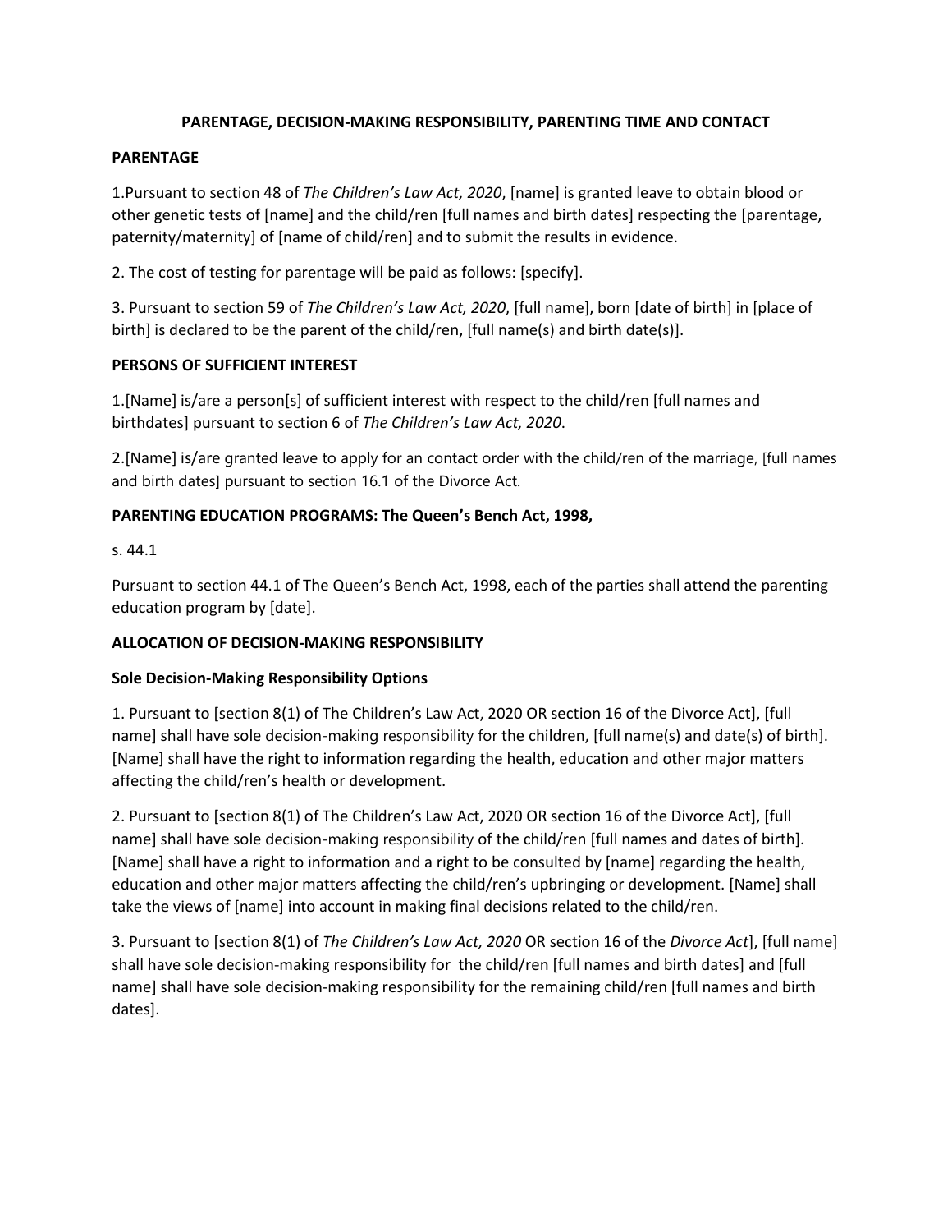# PARENTAGE, DECISION-MAKING RESPONSIBILITY, PARENTING TIME AND CONTACT

## PARENTAGE

1.Pursuant to section 48 of *The Children's Law Act, 2020*, [name] is granted leave to obtain blood or other genetic tests of [name] and the child/ren [full names and birth dates] respecting the [parentage, paternity/maternity] of [name of child/ren] and to submit the results in evidence.

2. The cost of testing for parentage will be paid as follows: [specify].

3. Pursuant to section 59 of *The Children's Law Act, 2020*, [full name], born [date of birth] in [place of birth] is declared to be the parent of the child/ren, [full name(s) and birth date(s)].

## PERSONS OF SUFFICIENT INTEREST

1.[Name] is/are a person[s] of sufficient interest with respect to the child/ren [full names and birthdates] pursuant to section 6 of *The Children's Law Act, 2020*.

2.[Name] is/are granted leave to apply for an contact order with the child/ren of the marriage, [full names and birth dates] pursuant to section 16.1 of the Divorce Act.

## PARENTING EDUCATION PROGRAMS: The Queen's Bench Act, 1998,

s. 44.1

Pursuant to section 44.1 of The Queen's Bench Act, 1998, each of the parties shall attend the parenting education program by [date].

## ALLOCATION OF DECISION-MAKING RESPONSIBILITY

### Sole Decision-Making Responsibility Options

1. Pursuant to [section 8(1) of The Children's Law Act, 2020 OR section 16 of the Divorce Act], [full name] shall have sole decision-making responsibility for the children, [full name(s) and date(s) of birth]. [Name] shall have the right to information regarding the health, education and other major matters affecting the child/ren's health or development.

2. Pursuant to [section 8(1) of The Children's Law Act, 2020 OR section 16 of the Divorce Act], [full name] shall have sole decision-making responsibility of the child/ren [full names and dates of birth]. [Name] shall have a right to information and a right to be consulted by [name] regarding the health, education and other major matters affecting the child/ren's upbringing or development. [Name] shall take the views of [name] into account in making final decisions related to the child/ren.

3. Pursuant to [section 8(1) of *The Children's Law Act, 2020* OR section 16 of the *Divorce Act*], [full name] shall have sole decision-making responsibility for the child/ren [full names and birth dates] and [full name] shall have sole decision-making responsibility for the remaining child/ren [full names and birth dates].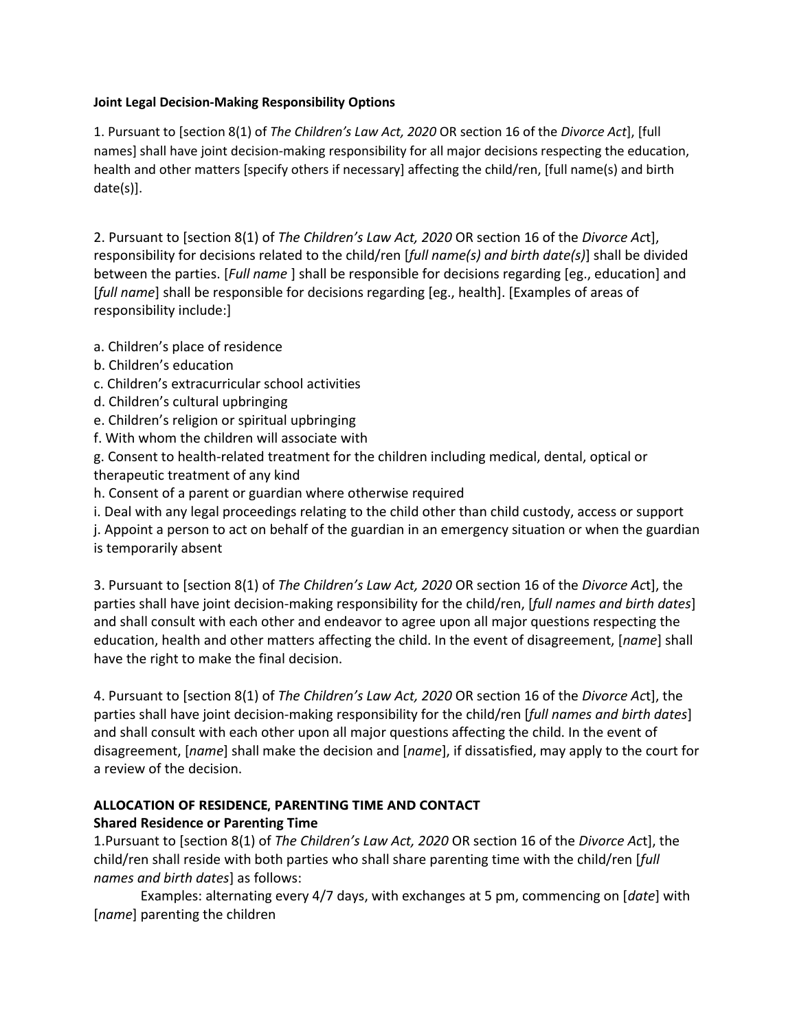**Joint Legal Decision-Making Responsibility Options**

1. Pursuant to [section 8(1) of *The Children's Law Act, 2020* OR section 16 of the *Divorce Act*], [full names] shall have joint decision-making responsibility for all major decisions respecting the education, health and other matters [specify others if necessary] affecting the child/ren, [full name(s) and birth date(s)].

2. Pursuant to [section 8(1) of *The Children's Law Act, 2020* OR section 16 of the *Divorce Act*], responsibility for decisions related to the child/ren [*full name(s) and birth date(s)*] shall be divided between the parties. [*Full name* ] shall be responsible for decisions regarding [eg., education] and [*full name*] shall be responsible for decisions regarding [eg., health]. [Examples of areas of responsibility include:]

a. Children's place of residence
b. Children's education
c. Children's extracurricular school activities
d. Children's cultural upbringing
e. Children's religion or spiritual upbringing
f. With whom the children will associate with
g. Consent to health-related treatment for the children including medical, dental, optical or therapeutic treatment of any kind
h. Consent of a parent or guardian where otherwise required
i. Deal with any legal proceedings relating to the child other than child custody, access or support
j. Appoint a person to act on behalf of the guardian in an emergency situation or when the guardian is temporarily absent

3. Pursuant to [section 8(1) of *The Children's Law Act, 2020* OR section 16 of the *Divorce Act*], the parties shall have joint decision-making responsibility for the child/ren, [*full names and birth dates*] and shall consult with each other and endeavor to agree upon all major questions respecting the education, health and other matters affecting the child. In the event of disagreement, [*name*] shall have the right to make the final decision.

4. Pursuant to [section 8(1) of *The Children's Law Act, 2020* OR section 16 of the *Divorce Act*], the parties shall have joint decision-making responsibility for the child/ren [*full names and birth dates*] and shall consult with each other upon all major questions affecting the child. In the event of disagreement, [*name*] shall make the decision and [*name*], if dissatisfied, may apply to the court for a review of the decision.

**ALLOCATION OF RESIDENCE, PARENTING TIME AND CONTACT**

**Shared Residence or Parenting Time**

1. Pursuant to [section 8(1) of *The Children's Law Act, 2020* OR section 16 of the *Divorce Act*], the child/ren shall reside with both parties who shall share parenting time with the child/ren [*full names and birth dates*] as follows:

Examples: alternating every 4/7 days, with exchanges at 5 pm, commencing on [*date*] with [*name*] parenting the children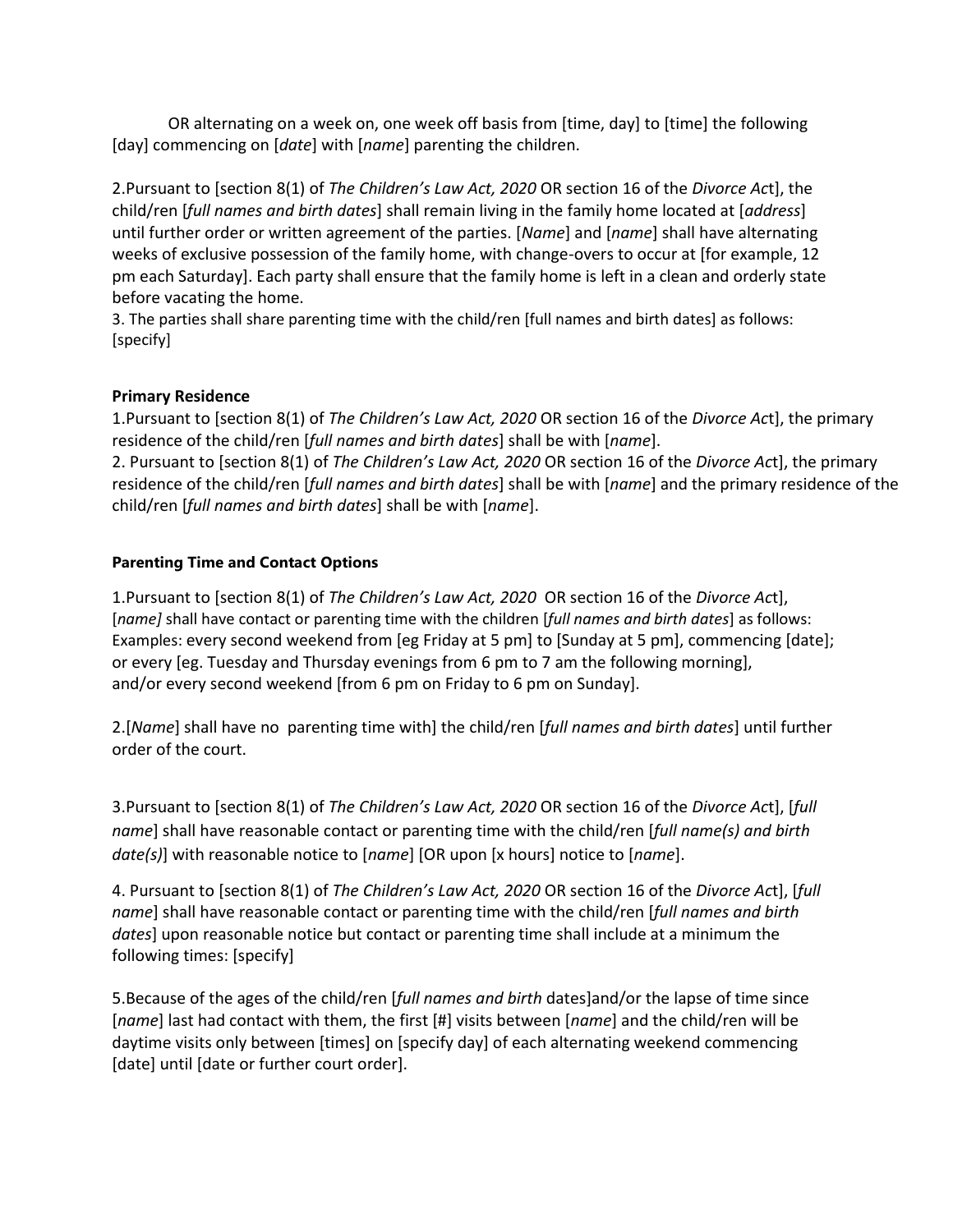OR alternating on a week on, one week off basis from [time, day] to [time] the following [day] commencing on [*date*] with [*name*] parenting the children.

2.Pursuant to [section 8(1) of *The Children's Law Act, 2020* OR section 16 of the *Divorce Ac*t], the child/ren [*full names and birth dates*] shall remain living in the family home located at [*address*] until further order or written agreement of the parties. [*Name*] and [*name*] shall have alternating weeks of exclusive possession of the family home, with change-overs to occur at [for example, 12 pm each Saturday]. Each party shall ensure that the family home is left in a clean and orderly state before vacating the home.
3. The parties shall share parenting time with the child/ren [full names and birth dates] as follows: [specify]

**Primary Residence**

1.Pursuant to [section 8(1) of *The Children's Law Act, 2020* OR section 16 of the *Divorce Ac*t], the primary residence of the child/ren [*full names and birth dates*] shall be with [*name*].
2. Pursuant to [section 8(1) of *The Children's Law Act, 2020* OR section 16 of the *Divorce Ac*t], the primary residence of the child/ren [*full names and birth dates*] shall be with [*name*] and the primary residence of the child/ren [*full names and birth dates*] shall be with [*name*].

**Parenting Time and Contact Options**

1.Pursuant to [section 8(1) of *The Children's Law Act, 2020* OR section 16 of the *Divorce Ac*t], [*name]* shall have contact or parenting time with the children [*full names and birth dates*] as follows:
Examples: every second weekend from [eg Friday at 5 pm] to [Sunday at 5 pm], commencing [date]; or every [eg. Tuesday and Thursday evenings from 6 pm to 7 am the following morning], and/or every second weekend [from 6 pm on Friday to 6 pm on Sunday].

2.[*Name*] shall have no parenting time with] the child/ren [*full names and birth dates*] until further order of the court.

3.Pursuant to [section 8(1) of *The Children's Law Act, 2020* OR section 16 of the *Divorce Ac*t], [*full name*] shall have reasonable contact or parenting time with the child/ren [*full name(s) and birth date(s)*] with reasonable notice to [*name*] [OR upon [x hours] notice to [*name*].

4. Pursuant to [section 8(1) of *The Children's Law Act, 2020* OR section 16 of the *Divorce Ac*t], [*full name*] shall have reasonable contact or parenting time with the child/ren [*full names and birth dates*] upon reasonable notice but contact or parenting time shall include at a minimum the following times: [specify]

5.Because of the ages of the child/ren [*full names and birth* dates]and/or the lapse of time since [*name*] last had contact with them, the first [#] visits between [*name*] and the child/ren will be daytime visits only between [times] on [specify day] of each alternating weekend commencing [date] until [date or further court order].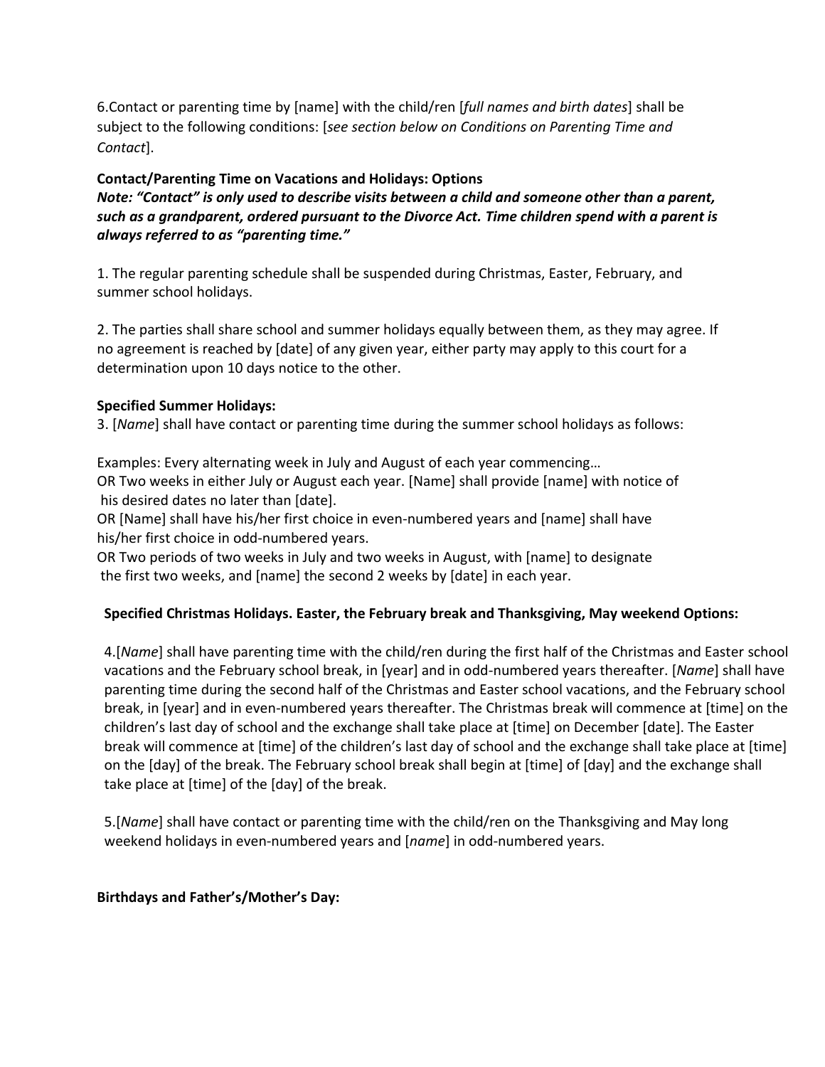6.Contact or parenting time by [name] with the child/ren [*full names and birth dates*] shall be subject to the following conditions: [*see section below on Conditions on Parenting Time and Contact*].

**Contact/Parenting Time on Vacations and Holidays: Options**

***Note: "Contact" is only used to describe visits between a child and someone other than a parent, such as a grandparent, ordered pursuant to the Divorce Act. Time children spend with a parent is always referred to as "parenting time."***

1. The regular parenting schedule shall be suspended during Christmas, Easter, February, and summer school holidays.

2. The parties shall share school and summer holidays equally between them, as they may agree. If no agreement is reached by [date] of any given year, either party may apply to this court for a determination upon 10 days notice to the other.

**Specified Summer Holidays:**

3. [*Name*] shall have contact or parenting time during the summer school holidays as follows:

Examples: Every alternating week in July and August of each year commencing…
OR Two weeks in either July or August each year. [Name] shall provide [name] with notice of his desired dates no later than [date].
OR [Name] shall have his/her first choice in even-numbered years and [name] shall have his/her first choice in odd-numbered years.
OR Two periods of two weeks in July and two weeks in August, with [name] to designate the first two weeks, and [name] the second 2 weeks by [date] in each year.

**Specified Christmas Holidays. Easter, the February break and Thanksgiving, May weekend Options:**

4.[*Name*] shall have parenting time with the child/ren during the first half of the Christmas and Easter school vacations and the February school break, in [year] and in odd-numbered years thereafter. [*Name*] shall have parenting time during the second half of the Christmas and Easter school vacations, and the February school break, in [year] and in even-numbered years thereafter. The Christmas break will commence at [time] on the children's last day of school and the exchange shall take place at [time] on December [date]. The Easter break will commence at [time] of the children's last day of school and the exchange shall take place at [time] on the [day] of the break. The February school break shall begin at [time] of [day] and the exchange shall take place at [time] of the [day] of the break.

5.[*Name*] shall have contact or parenting time with the child/ren on the Thanksgiving and May long weekend holidays in even-numbered years and [*name*] in odd-numbered years.

**Birthdays and Father's/Mother's Day:**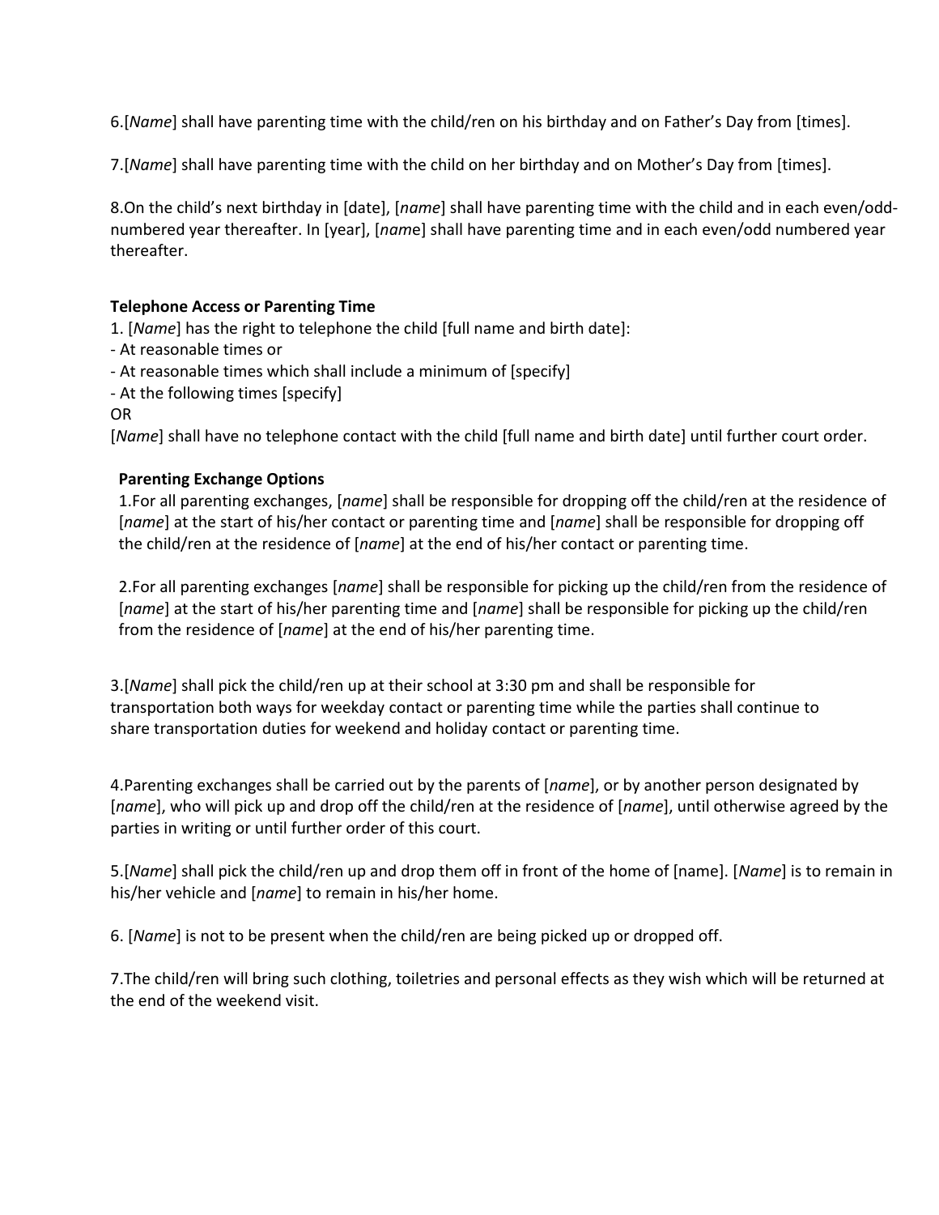6.[*Name*] shall have parenting time with the child/ren on his birthday and on Father's Day from [times].

7.[*Name*] shall have parenting time with the child on her birthday and on Mother's Day from [times].

8.On the child's next birthday in [date], [*name*] shall have parenting time with the child and in each even/odd-numbered year thereafter. In [year], [*nam*e] shall have parenting time and in each even/odd numbered year thereafter.

**Telephone Access or Parenting Time**

1. [*Name*] has the right to telephone the child [full name and birth date]:
- At reasonable times or
- At reasonable times which shall include a minimum of [specify]
- At the following times [specify]

OR

[*Name*] shall have no telephone contact with the child [full name and birth date] until further court order.

**Parenting Exchange Options**

1.For all parenting exchanges, [*name*] shall be responsible for dropping off the child/ren at the residence of [*name*] at the start of his/her contact or parenting time and [*name*] shall be responsible for dropping off the child/ren at the residence of [*name*] at the end of his/her contact or parenting time.

2.For all parenting exchanges [*name*] shall be responsible for picking up the child/ren from the residence of [*name*] at the start of his/her parenting time and [*name*] shall be responsible for picking up the child/ren from the residence of [*name*] at the end of his/her parenting time.

3.[*Name*] shall pick the child/ren up at their school at 3:30 pm and shall be responsible for transportation both ways for weekday contact or parenting time while the parties shall continue to share transportation duties for weekend and holiday contact or parenting time.

4.Parenting exchanges shall be carried out by the parents of [*name*], or by another person designated by [*name*], who will pick up and drop off the child/ren at the residence of [*name*], until otherwise agreed by the parties in writing or until further order of this court.

5.[*Name*] shall pick the child/ren up and drop them off in front of the home of [name]. [*Name*] is to remain in his/her vehicle and [*name*] to remain in his/her home.

6. [*Name*] is not to be present when the child/ren are being picked up or dropped off.

7.The child/ren will bring such clothing, toiletries and personal effects as they wish which will be returned at the end of the weekend visit.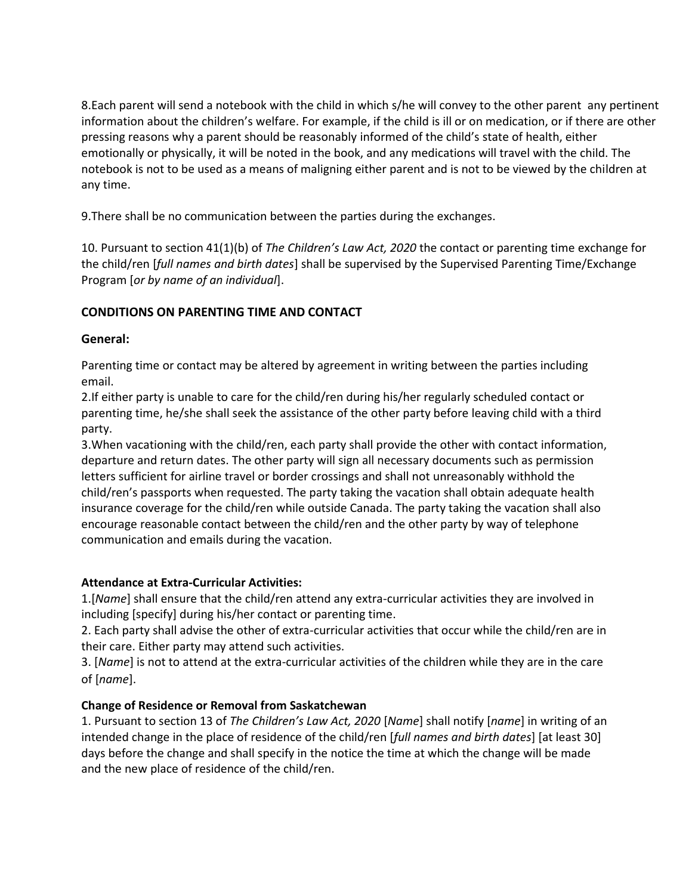8.Each parent will send a notebook with the child in which s/he will convey to the other parent any pertinent information about the children's welfare. For example, if the child is ill or on medication, or if there are other pressing reasons why a parent should be reasonably informed of the child's state of health, either emotionally or physically, it will be noted in the book, and any medications will travel with the child. The notebook is not to be used as a means of maligning either parent and is not to be viewed by the children at any time.

9.There shall be no communication between the parties during the exchanges.

10. Pursuant to section 41(1)(b) of *The Children's Law Act, 2020* the contact or parenting time exchange for the child/ren [*full names and birth dates*] shall be supervised by the Supervised Parenting Time/Exchange Program [*or by name of an individual*].

## CONDITIONS ON PARENTING TIME AND CONTACT

### General:

Parenting time or contact may be altered by agreement in writing between the parties including email.

2.If either party is unable to care for the child/ren during his/her regularly scheduled contact or parenting time, he/she shall seek the assistance of the other party before leaving child with a third party.

3.When vacationing with the child/ren, each party shall provide the other with contact information, departure and return dates. The other party will sign all necessary documents such as permission letters sufficient for airline travel or border crossings and shall not unreasonably withhold the child/ren's passports when requested. The party taking the vacation shall obtain adequate health insurance coverage for the child/ren while outside Canada. The party taking the vacation shall also encourage reasonable contact between the child/ren and the other party by way of telephone communication and emails during the vacation.

### Attendance at Extra-Curricular Activities:

1.[*Name*] shall ensure that the child/ren attend any extra-curricular activities they are involved in including [specify] during his/her contact or parenting time.

2. Each party shall advise the other of extra-curricular activities that occur while the child/ren are in their care. Either party may attend such activities.

3. [*Name*] is not to attend at the extra-curricular activities of the children while they are in the care of [*name*].

### Change of Residence or Removal from Saskatchewan

1. Pursuant to section 13 of *The Children's Law Act, 2020* [*Name*] shall notify [*name*] in writing of an intended change in the place of residence of the child/ren [*full names and birth dates*] [at least 30] days before the change and shall specify in the notice the time at which the change will be made and the new place of residence of the child/ren.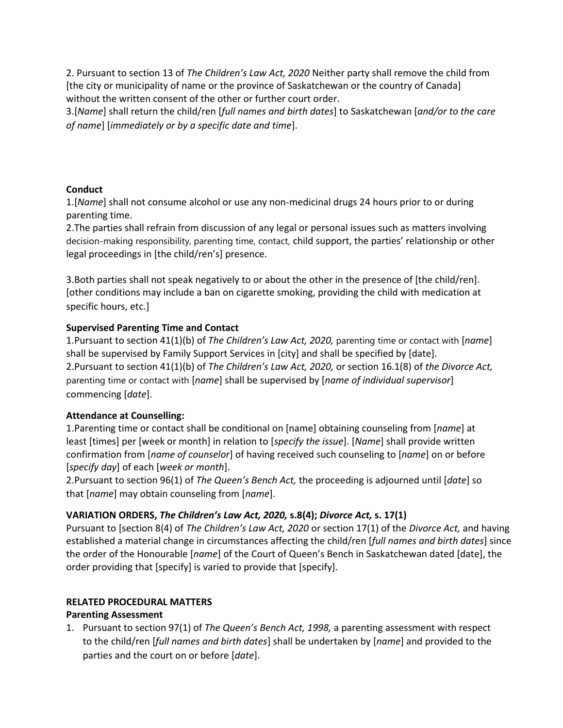2. Pursuant to section 13 of *The Children's Law Act, 2020* Neither party shall remove the child from [the city or municipality of name or the province of Saskatchewan or the country of Canada] without the written consent of the other or further court order.
3.[*Name*] shall return the child/ren [*full names and birth dates*] to Saskatchewan [*and/or to the care of name*] [*immediately or by a specific date and time*].

**Conduct**
1.[*Name*] shall not consume alcohol or use any non-medicinal drugs 24 hours prior to or during parenting time.
2.The parties shall refrain from discussion of any legal or personal issues such as matters involving decision-making responsibility, parenting time, contact, child support, the parties' relationship or other legal proceedings in [the child/ren's] presence.

3.Both parties shall not speak negatively to or about the other in the presence of [the child/ren]. [other conditions may include a ban on cigarette smoking, providing the child with medication at specific hours, etc.]

**Supervised Parenting Time and Contact**
1.Pursuant to section 41(1)(b) of *The Children's Law Act, 2020,* parenting time or contact with [*name*] shall be supervised by Family Support Services in [city] and shall be specified by [date].
2.Pursuant to section 41(1)(b) of *The Children's Law Act, 2020,* or section 16.1(8) of *the Divorce Act,* parenting time or contact with [*name*] shall be supervised by [*name of individual supervisor*] commencing [*date*].

**Attendance at Counselling:**
1.Parenting time or contact shall be conditional on [name] obtaining counseling from [*name*] at least [times] per [week or month] in relation to [*specify the issue*]. [*Name*] shall provide written confirmation from [*name of counselor*] of having received such counseling to [*name*] on or before [*specify day*] of each [*week or month*].
2.Pursuant to section 96(1) of *The Queen's Bench Act,* the proceeding is adjourned until [*date*] so that [*name*] may obtain counseling from [*name*].

**VARIATION ORDERS, *The Children's Law Act, 2020,* s.8(4); *Divorce Act,* s. 17(1)**
Pursuant to [section 8(4) of *The Children's Law Act, 2020* or section 17(1) of the *Divorce Act,* and having established a material change in circumstances affecting the child/ren [*full names and birth dates*] since the order of the Honourable [*name*] of the Court of Queen's Bench in Saskatchewan dated [date], the order providing that [specify] is varied to provide that [specify].

**RELATED PROCEDURAL MATTERS**
**Parenting Assessment**
1. Pursuant to section 97(1) of *The Queen's Bench Act, 1998,* a parenting assessment with respect to the child/ren [*full names and birth dates*] shall be undertaken by [*name*] and provided to the parties and the court on or before [*date*].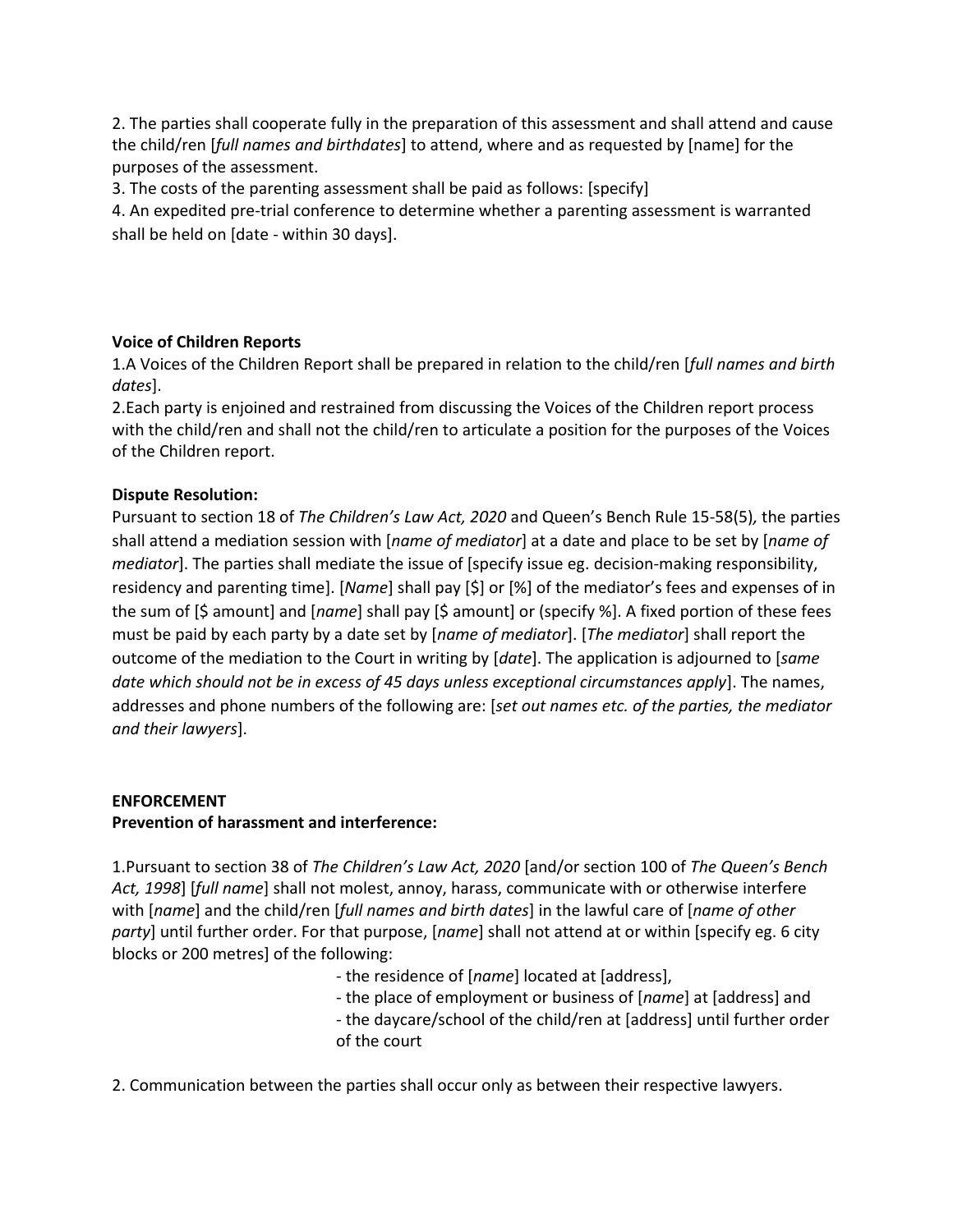2. The parties shall cooperate fully in the preparation of this assessment and shall attend and cause the child/ren [*full names and birthdates*] to attend, where and as requested by [name] for the purposes of the assessment.

3. The costs of the parenting assessment shall be paid as follows: [specify]

4. An expedited pre-trial conference to determine whether a parenting assessment is warranted shall be held on [date - within 30 days].

**Voice of Children Reports**

1.A Voices of the Children Report shall be prepared in relation to the child/ren [*full names and birth dates*].

2.Each party is enjoined and restrained from discussing the Voices of the Children report process with the child/ren and shall not the child/ren to articulate a position for the purposes of the Voices of the Children report.

**Dispute Resolution:**

Pursuant to section 18 of *The Children's Law Act, 2020* and Queen's Bench Rule 15-58(5), the parties shall attend a mediation session with [*name of mediator*] at a date and place to be set by [*name of mediator*]. The parties shall mediate the issue of [specify issue eg. decision-making responsibility, residency and parenting time]. [*Name*] shall pay [$] or [%] of the mediator's fees and expenses of in the sum of [$ amount] and [*name*] shall pay [$ amount] or (specify %]. A fixed portion of these fees must be paid by each party by a date set by [*name of mediator*]. [*The mediator*] shall report the outcome of the mediation to the Court in writing by [*date*]. The application is adjourned to [*same date which should not be in excess of 45 days unless exceptional circumstances apply*]. The names, addresses and phone numbers of the following are: [*set out names etc. of the parties, the mediator and their lawyers*].

**ENFORCEMENT**

**Prevention of harassment and interference:**

1.Pursuant to section 38 of *The Children's Law Act, 2020* [and/or section 100 of *The Queen's Bench Act, 1998*] [*full name*] shall not molest, annoy, harass, communicate with or otherwise interfere with [*name*] and the child/ren [*full names and birth dates*] in the lawful care of [*name of other party*] until further order. For that purpose, [*name*] shall not attend at or within [specify eg. 6 city blocks or 200 metres] of the following:

- the residence of [*name*] located at [address],
- the place of employment or business of [*name*] at [address] and
- the daycare/school of the child/ren at [address] until further order of the court

2. Communication between the parties shall occur only as between their respective lawyers.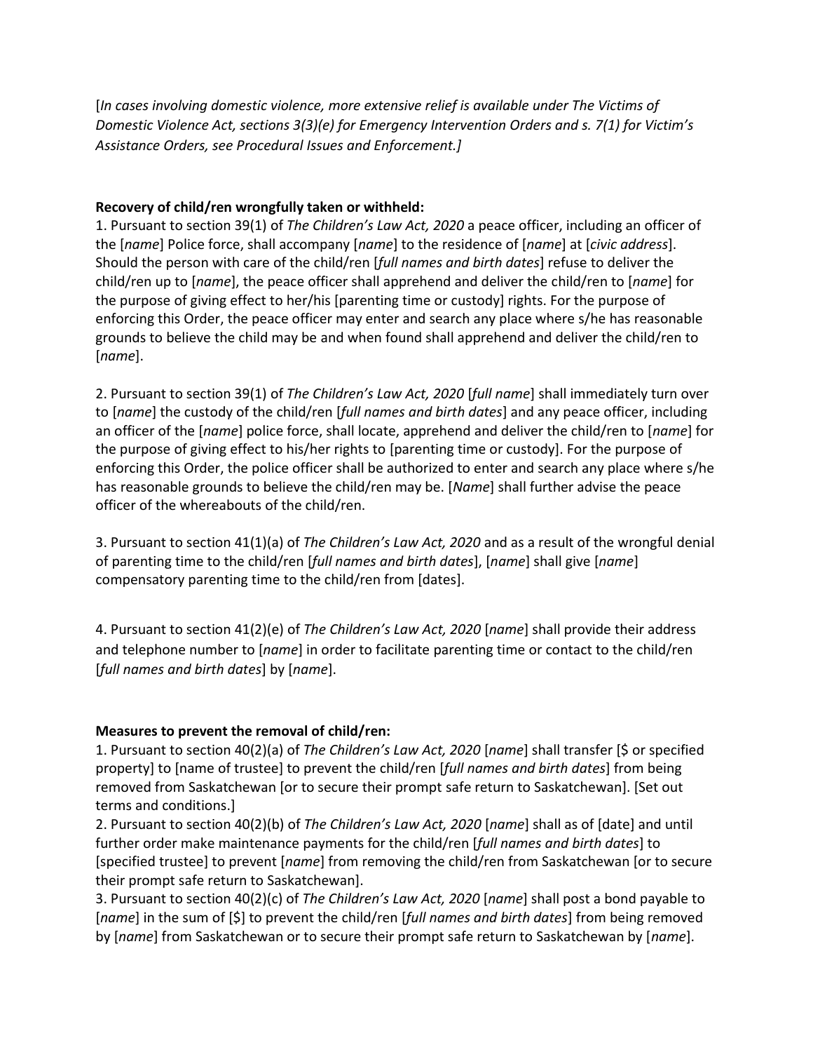[*In cases involving domestic violence, more extensive relief is available under The Victims of Domestic Violence Act, sections 3(3)(e) for Emergency Intervention Orders and s. 7(1) for Victim's Assistance Orders, see Procedural Issues and Enforcement.]*

**Recovery of child/ren wrongfully taken or withheld:**

1. Pursuant to section 39(1) of *The Children's Law Act, 2020* a peace officer, including an officer of the [*name*] Police force, shall accompany [*name*] to the residence of [*name*] at [*civic address*]. Should the person with care of the child/ren [*full names and birth dates*] refuse to deliver the child/ren up to [*name*], the peace officer shall apprehend and deliver the child/ren to [*name*] for the purpose of giving effect to her/his [parenting time or custody] rights. For the purpose of enforcing this Order, the peace officer may enter and search any place where s/he has reasonable grounds to believe the child may be and when found shall apprehend and deliver the child/ren to [*name*].

2. Pursuant to section 39(1) of *The Children's Law Act, 2020* [*full name*] shall immediately turn over to [*name*] the custody of the child/ren [*full names and birth dates*] and any peace officer, including an officer of the [*name*] police force, shall locate, apprehend and deliver the child/ren to [*name*] for the purpose of giving effect to his/her rights to [parenting time or custody]. For the purpose of enforcing this Order, the police officer shall be authorized to enter and search any place where s/he has reasonable grounds to believe the child/ren may be. [*Name*] shall further advise the peace officer of the whereabouts of the child/ren.

3. Pursuant to section 41(1)(a) of *The Children's Law Act, 2020* and as a result of the wrongful denial of parenting time to the child/ren [*full names and birth dates*], [*name*] shall give [*name*] compensatory parenting time to the child/ren from [dates].

4. Pursuant to section 41(2)(e) of *The Children's Law Act, 2020* [*name*] shall provide their address and telephone number to [*name*] in order to facilitate parenting time or contact to the child/ren [*full names and birth dates*] by [*name*].

**Measures to prevent the removal of child/ren:**

1. Pursuant to section 40(2)(a) of *The Children's Law Act, 2020* [*name*] shall transfer [$ or specified property] to [name of trustee] to prevent the child/ren [*full names and birth dates*] from being removed from Saskatchewan [or to secure their prompt safe return to Saskatchewan]. [Set out terms and conditions.]
2. Pursuant to section 40(2)(b) of *The Children's Law Act, 2020* [*name*] shall as of [date] and until further order make maintenance payments for the child/ren [*full names and birth dates*] to [specified trustee] to prevent [*name*] from removing the child/ren from Saskatchewan [or to secure their prompt safe return to Saskatchewan].
3. Pursuant to section 40(2)(c) of *The Children's Law Act, 2020* [*name*] shall post a bond payable to [*name*] in the sum of [$] to prevent the child/ren [*full names and birth dates*] from being removed by [*name*] from Saskatchewan or to secure their prompt safe return to Saskatchewan by [*name*].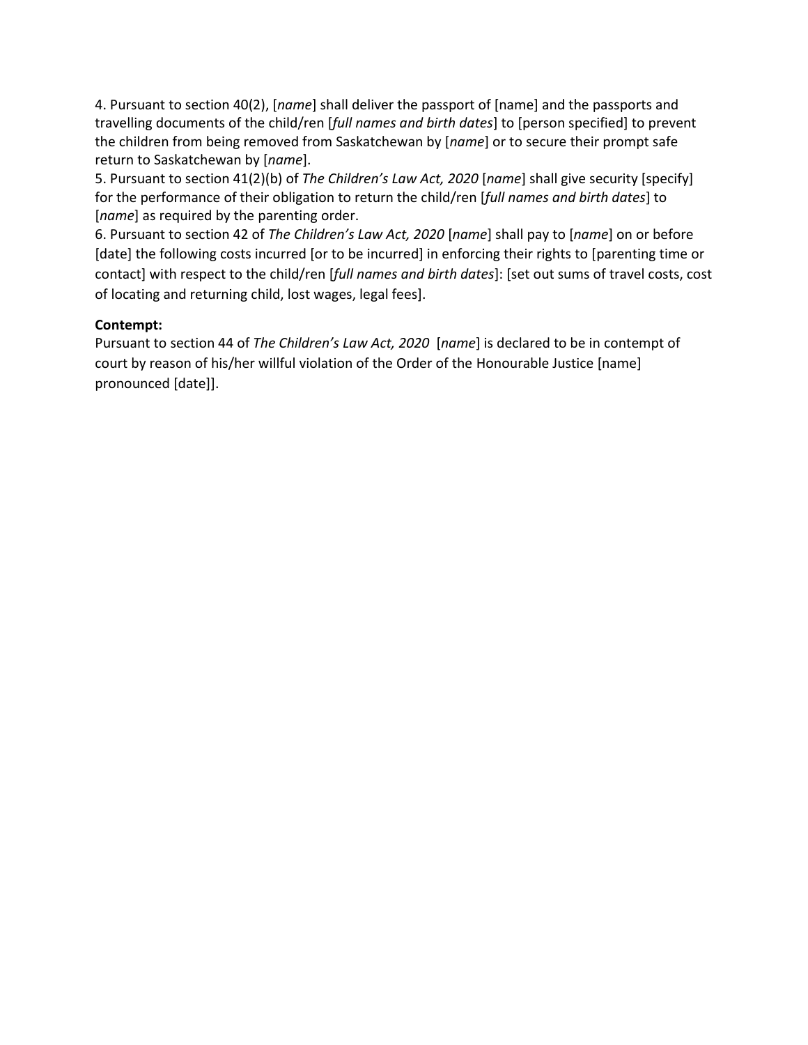4. Pursuant to section 40(2), [*name*] shall deliver the passport of [name] and the passports and travelling documents of the child/ren [*full names and birth dates*] to [person specified] to prevent the children from being removed from Saskatchewan by [*name*] or to secure their prompt safe return to Saskatchewan by [*name*].

5. Pursuant to section 41(2)(b) of *The Children's Law Act, 2020* [*name*] shall give security [specify] for the performance of their obligation to return the child/ren [*full names and birth dates*] to [*name*] as required by the parenting order.

6. Pursuant to section 42 of *The Children's Law Act, 2020* [*name*] shall pay to [*name*] on or before [date] the following costs incurred [or to be incurred] in enforcing their rights to [parenting time or contact] with respect to the child/ren [*full names and birth dates*]: [set out sums of travel costs, cost of locating and returning child, lost wages, legal fees].

**Contempt:**

Pursuant to section 44 of *The Children's Law Act, 2020* [*name*] is declared to be in contempt of court by reason of his/her willful violation of the Order of the Honourable Justice [name] pronounced [date]].